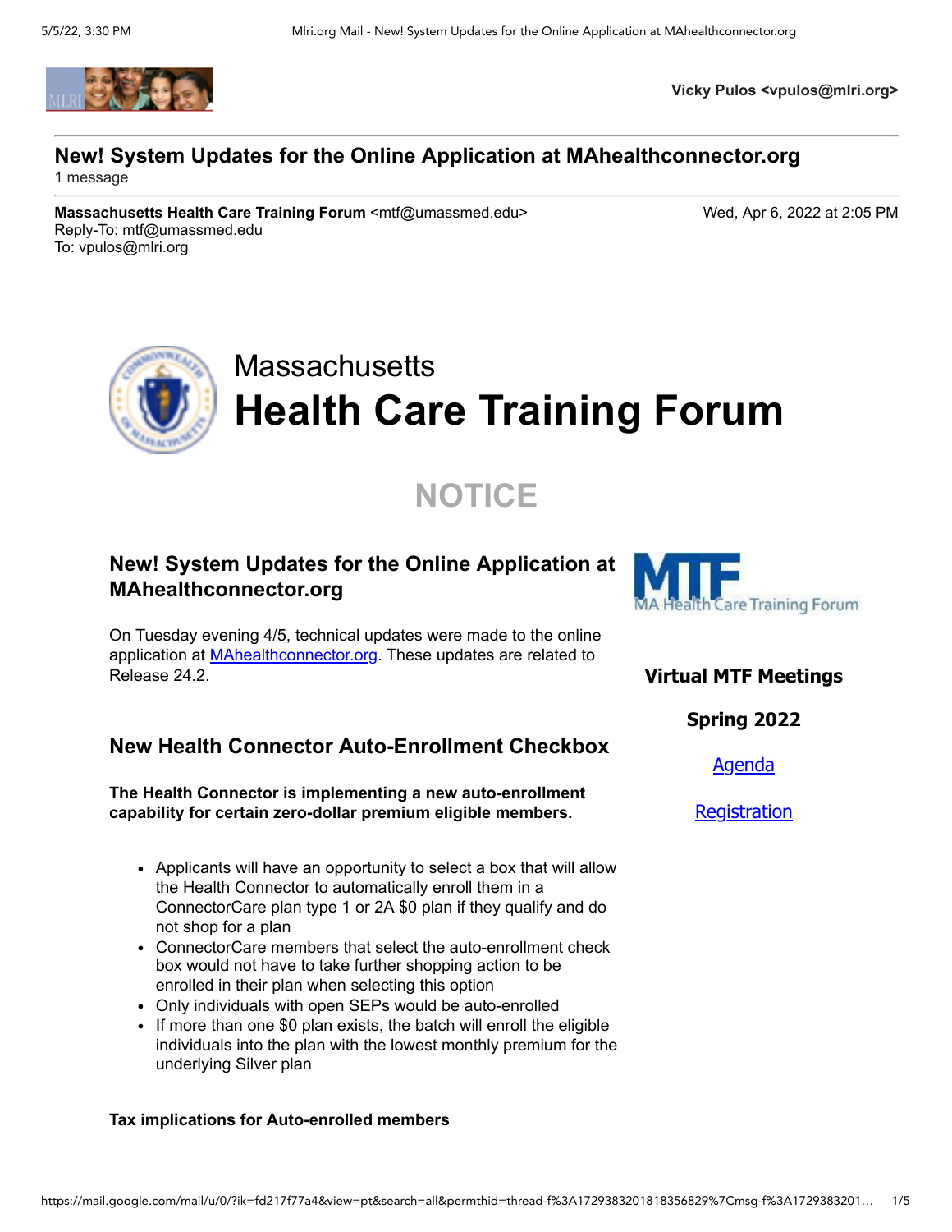Vicky Pulos <vpulos@mlri.org>

# New! System Updates for the Online Application at MAhealthconnector.org

1 message

**Massachusetts Health Care Training Forum** <mtf@umassmed.edu>
Reply-To: mtf@umassmed.edu
To: vpulos@mlri.org

Wed, Apr 6, 2022 at 2:05 PM

Massachusetts
**Health Care Training Forum**

## NOTICE

### New! System Updates for the Online Application at MAhealthconnector.org

On Tuesday evening 4/5, technical updates were made to the online application at [MAhealthconnector.org](MAhealthconnector.org). These updates are related to Release 24.2.

### New Health Connector Auto-Enrollment Checkbox

**The Health Connector is implementing a new auto-enrollment capability for certain zero-dollar premium eligible members.**

- Applicants will have an opportunity to select a box that will allow the Health Connector to automatically enroll them in a ConnectorCare plan type 1 or 2A $0 plan if they qualify and do not shop for a plan
- ConnectorCare members that select the auto-enrollment check box would not have to take further shopping action to be enrolled in their plan when selecting this option
- Only individuals with open SEPs would be auto-enrolled
- If more than one $0 plan exists, the batch will enroll the eligible individuals into the plan with the lowest monthly premium for the underlying Silver plan

**Tax implications for Auto-enrolled members**

MTF – MA Health Care Training Forum

**Virtual MTF Meetings**

**Spring 2022**

Agenda

Registration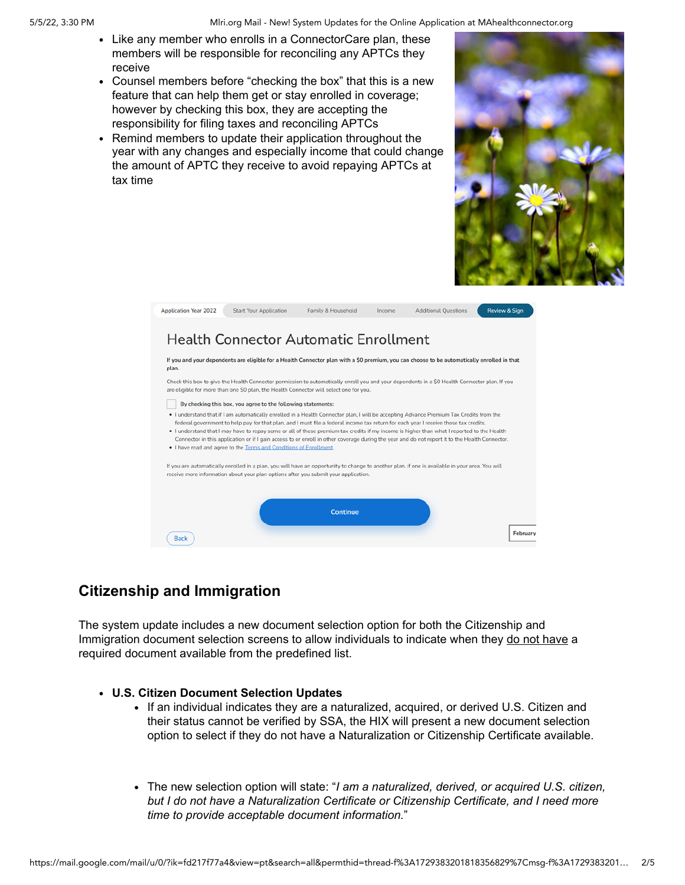- Like any member who enrolls in a ConnectorCare plan, these members will be responsible for reconciling any APTCs they receive
- Counsel members before "checking the box" that this is a new feature that can help them get or stay enrolled in coverage; however by checking this box, they are accepting the responsibility for filing taxes and reconciling APTCs
- Remind members to update their application throughout the year with any changes and especially income that could change the amount of APTC they receive to avoid repaying APTCs at tax time

Application Year 2022 | Start Your Application | Family & Household | Income | Additional Questions | Review & Sign

### Health Connector Automatic Enrollment

**If you and your dependents are eligible for a Health Connector plan with a $0 premium, you can choose to be automatically enrolled in that plan.**

Check this box to give the Health Connector permission to automatically enroll you and your dependents in a $0 Health Connector plan. If you are eligible for more than one $0 plan, the Health Connector will select one for you.

☐ **By checking this box, you agree to the following statements:**

- I understand that if I am automatically enrolled in a Health Connector plan, I will be accepting Advance Premium Tax Credits from the federal government to help pay for that plan, and I must file a federal income tax return for each year I receive those tax credits.
- I understand that I may have to repay some or all of these premium tax credits if my income is higher than what I reported to the Health Connector in this application or if I gain access to or enroll in other coverage during the year and do not report it to the Health Connector.
- I have read and agree to the Terms and Conditions of Enrollment.

If you are automatically enrolled in a plan, you will have an opportunity to change to another plan, if one is available in your area. You will receive more information about your plan options after you submit your application.

Continue

Back

## Citizenship and Immigration

The system update includes a new document selection option for both the Citizenship and Immigration document selection screens to allow individuals to indicate when they do not have a required document available from the predefined list.

- **U.S. Citizen Document Selection Updates**
  - If an individual indicates they are a naturalized, acquired, or derived U.S. Citizen and their status cannot be verified by SSA, the HIX will present a new document selection option to select if they do not have a Naturalization or Citizenship Certificate available.

  - The new selection option will state: "*I am a naturalized, derived, or acquired U.S. citizen, but I do not have a Naturalization Certificate or Citizenship Certificate, and I need more time to provide acceptable document information.*"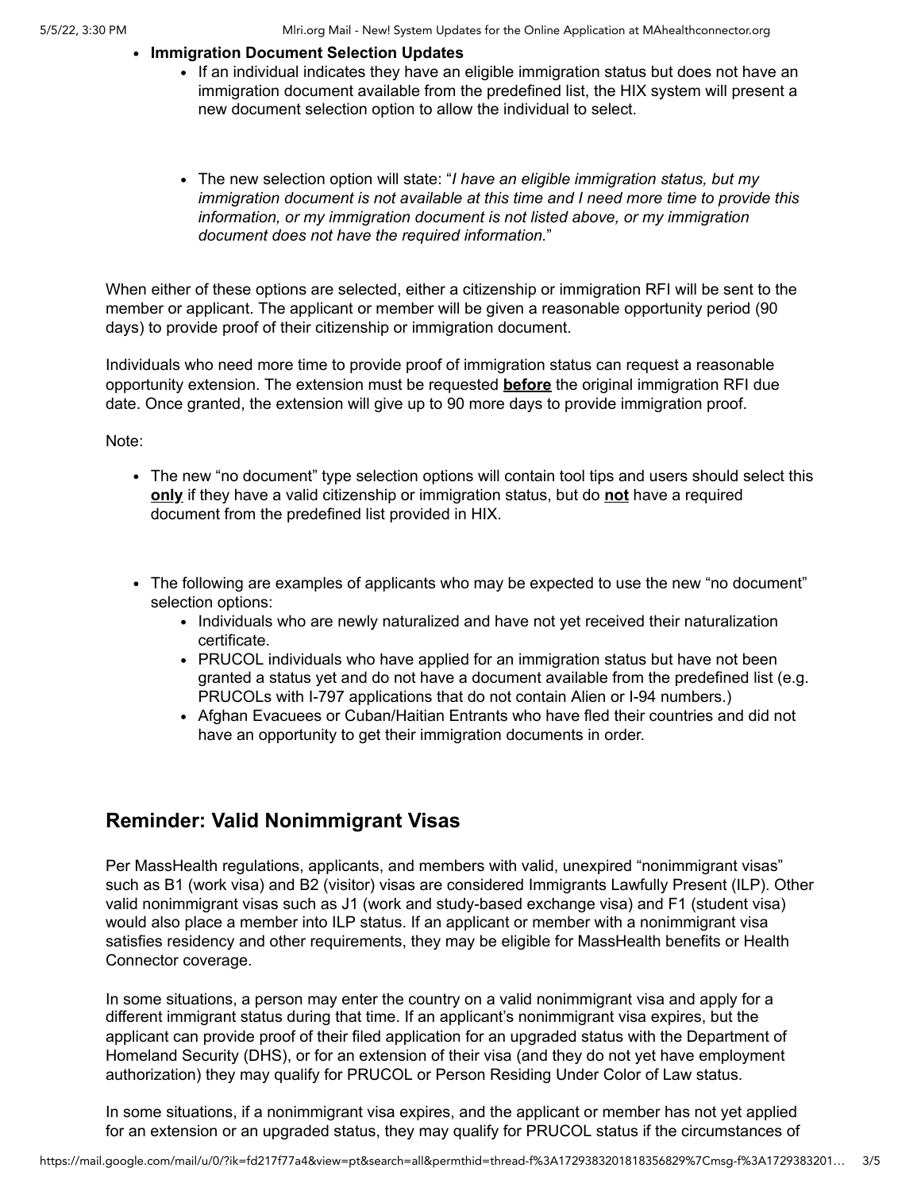- **Immigration Document Selection Updates**
    - If an individual indicates they have an eligible immigration status but does not have an immigration document available from the predefined list, the HIX system will present a new document selection option to allow the individual to select.
    - The new selection option will state: "*I have an eligible immigration status, but my immigration document is not available at this time and I need more time to provide this information, or my immigration document is not listed above, or my immigration document does not have the required information.*"

When either of these options are selected, either a citizenship or immigration RFI will be sent to the member or applicant. The applicant or member will be given a reasonable opportunity period (90 days) to provide proof of their citizenship or immigration document.

Individuals who need more time to provide proof of immigration status can request a reasonable opportunity extension. The extension must be requested **before** the original immigration RFI due date. Once granted, the extension will give up to 90 more days to provide immigration proof.

Note:

- The new "no document" type selection options will contain tool tips and users should select this **only** if they have a valid citizenship or immigration status, but do **not** have a required document from the predefined list provided in HIX.
- The following are examples of applicants who may be expected to use the new "no document" selection options:
    - Individuals who are newly naturalized and have not yet received their naturalization certificate.
    - PRUCOL individuals who have applied for an immigration status but have not been granted a status yet and do not have a document available from the predefined list (e.g. PRUCOLs with I-797 applications that do not contain Alien or I-94 numbers.)
    - Afghan Evacuees or Cuban/Haitian Entrants who have fled their countries and did not have an opportunity to get their immigration documents in order.

## Reminder: Valid Nonimmigrant Visas

Per MassHealth regulations, applicants, and members with valid, unexpired "nonimmigrant visas" such as B1 (work visa) and B2 (visitor) visas are considered Immigrants Lawfully Present (ILP). Other valid nonimmigrant visas such as J1 (work and study-based exchange visa) and F1 (student visa) would also place a member into ILP status. If an applicant or member with a nonimmigrant visa satisfies residency and other requirements, they may be eligible for MassHealth benefits or Health Connector coverage.

In some situations, a person may enter the country on a valid nonimmigrant visa and apply for a different immigrant status during that time. If an applicant's nonimmigrant visa expires, but the applicant can provide proof of their filed application for an upgraded status with the Department of Homeland Security (DHS), or for an extension of their visa (and they do not yet have employment authorization) they may qualify for PRUCOL or Person Residing Under Color of Law status.

In some situations, if a nonimmigrant visa expires, and the applicant or member has not yet applied for an extension or an upgraded status, they may qualify for PRUCOL status if the circumstances of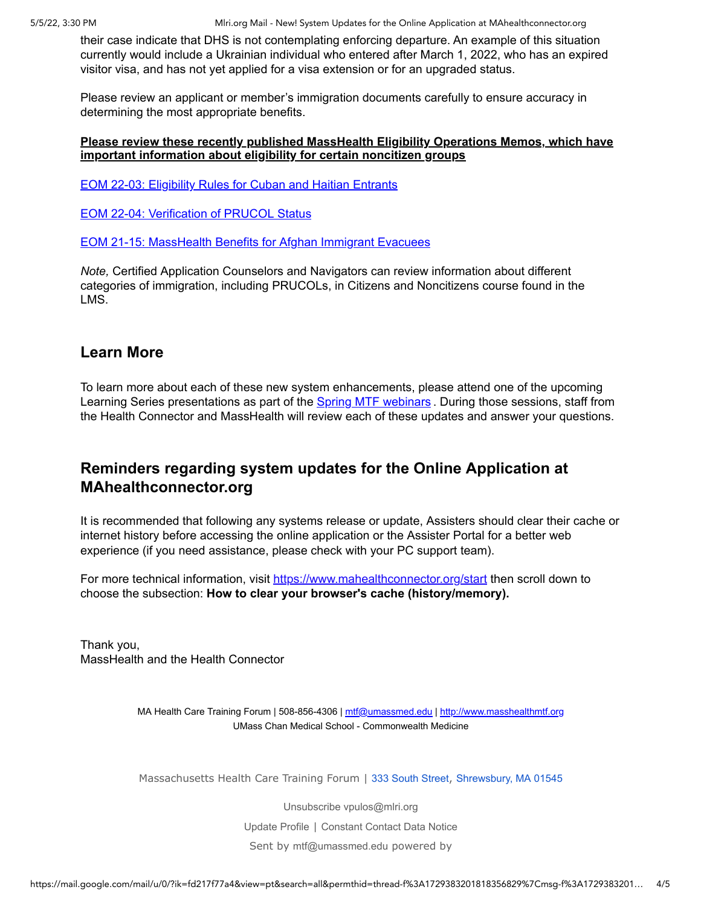their case indicate that DHS is not contemplating enforcing departure. An example of this situation currently would include a Ukrainian individual who entered after March 1, 2022, who has an expired visitor visa, and has not yet applied for a visa extension or for an upgraded status.

Please review an applicant or member's immigration documents carefully to ensure accuracy in determining the most appropriate benefits.

**Please review these recently published MassHealth Eligibility Operations Memos, which have important information about eligibility for certain noncitizen groups**

EOM 22-03: Eligibility Rules for Cuban and Haitian Entrants

EOM 22-04: Verification of PRUCOL Status

EOM 21-15: MassHealth Benefits for Afghan Immigrant Evacuees

*Note,* Certified Application Counselors and Navigators can review information about different categories of immigration, including PRUCOLs, in Citizens and Noncitizens course found in the LMS.

## Learn More

To learn more about each of these new system enhancements, please attend one of the upcoming Learning Series presentations as part of the Spring MTF webinars. During those sessions, staff from the Health Connector and MassHealth will review each of these updates and answer your questions.

## Reminders regarding system updates for the Online Application at MAhealthconnector.org

It is recommended that following any systems release or update, Assisters should clear their cache or internet history before accessing the online application or the Assister Portal for a better web experience (if you need assistance, please check with your PC support team).

For more technical information, visit https://www.mahealthconnector.org/start then scroll down to choose the subsection: **How to clear your browser's cache (history/memory).**

Thank you,
MassHealth and the Health Connector

MA Health Care Training Forum | 508-856-4306 | mtf@umassmed.edu | http://www.masshealthmtf.org
UMass Chan Medical School - Commonwealth Medicine

Massachusetts Health Care Training Forum | 333 South Street, Shrewsbury, MA 01545

Unsubscribe vpulos@mlri.org

Update Profile | Constant Contact Data Notice

Sent by mtf@umassmed.edu powered by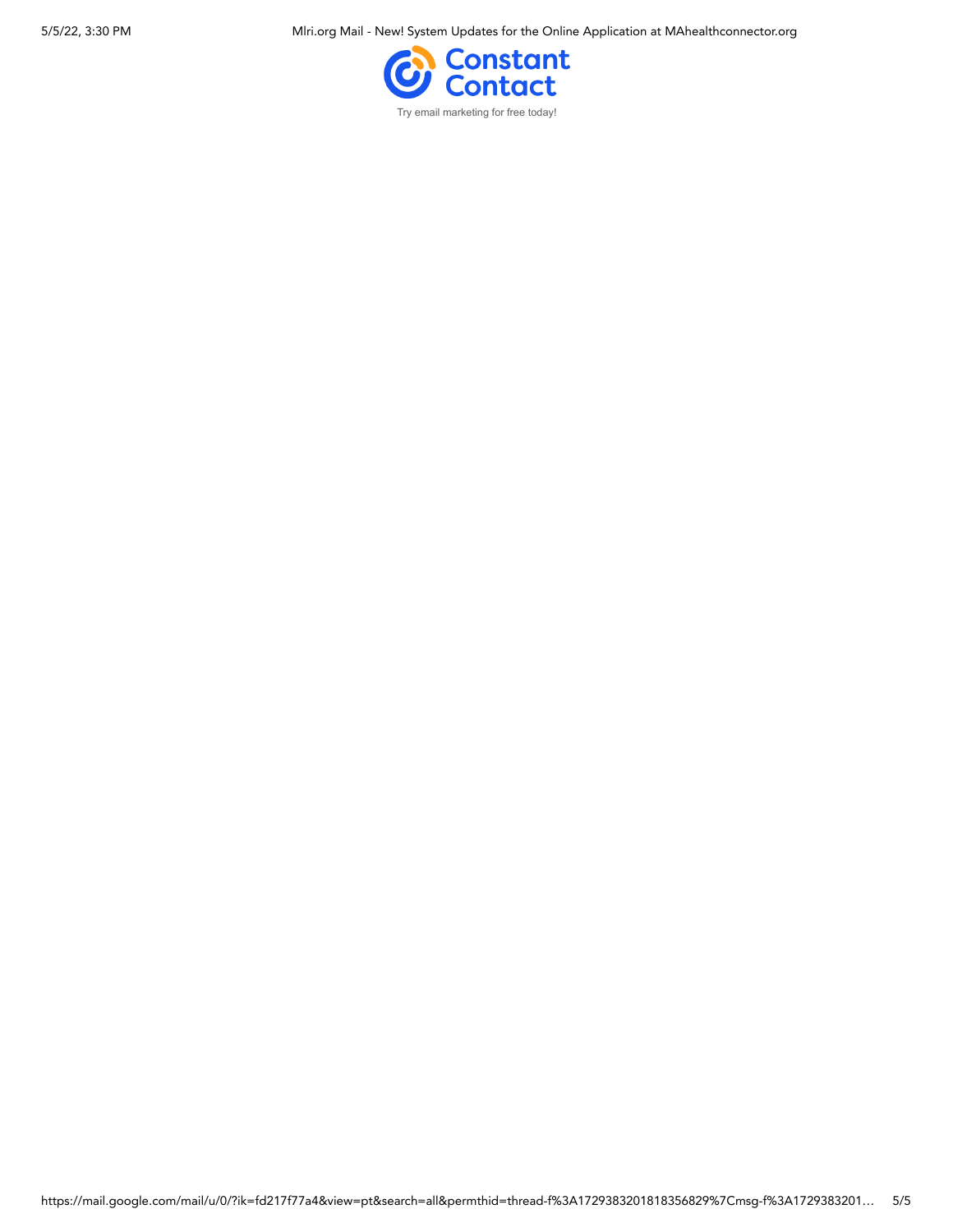Constant Contact

Try email marketing for free today!